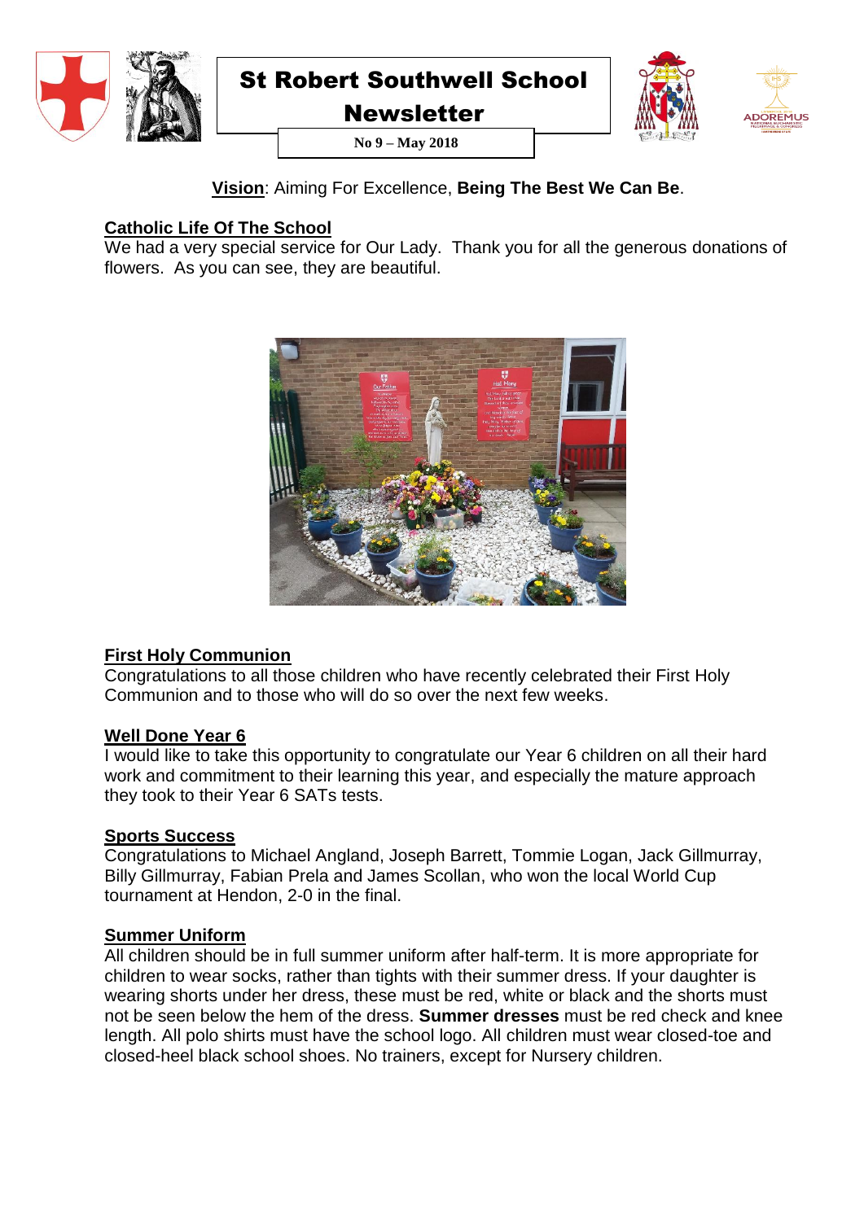# St Robert Southwell School Newsletter

**No 9 – May 2018**

**Vision**: Aiming For Excellence, **Being The Best We Can Be**.

## Catholic Life Of The School

We had a very special service for Our Lady. Thank you for all the generous donations of flowers. As you can see, they are beautiful.

## First Holy Communion

Congratulations to all those children who have recently celebrated their First Holy Communion and to those who will do so over the next few weeks.

## Well Done Year 6

I would like to take this opportunity to congratulate our Year 6 children on all their hard work and commitment to their learning this year, and especially the mature approach they took to their Year 6 SATs tests.

## Sports Success

Congratulations to Michael Angland, Joseph Barrett, Tommie Logan, Jack Gillmurray, Billy Gillmurray, Fabian Prela and James Scollan, who won the local World Cup tournament at Hendon, 2-0 in the final.

## Summer Uniform

All children should be in full summer uniform after half-term. It is more appropriate for children to wear socks, rather than tights with their summer dress. If your daughter is wearing shorts under her dress, these must be red, white or black and the shorts must not be seen below the hem of the dress. **Summer dresses** must be red check and knee length. All polo shirts must have the school logo. All children must wear closed-toe and closed-heel black school shoes. No trainers, except for Nursery children.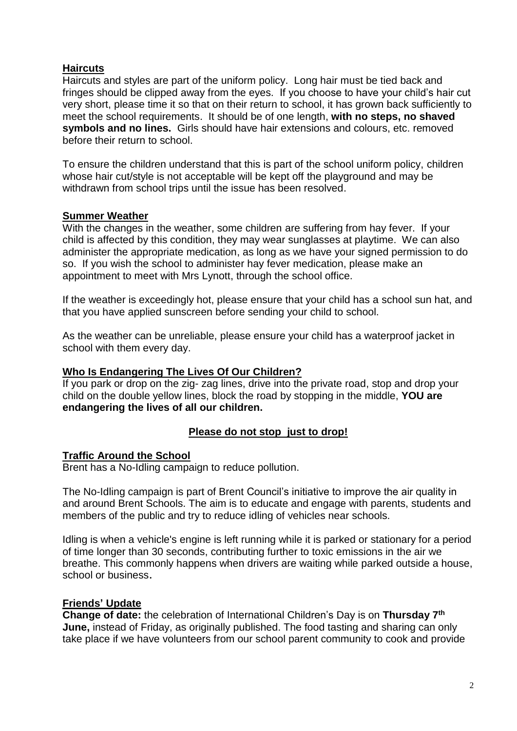**Haircuts**

Haircuts and styles are part of the uniform policy. Long hair must be tied back and fringes should be clipped away from the eyes. If you choose to have your child's hair cut very short, please time it so that on their return to school, it has grown back sufficiently to meet the school requirements. It should be of one length, **with no steps, no shaved symbols and no lines.** Girls should have hair extensions and colours, etc. removed before their return to school.

To ensure the children understand that this is part of the school uniform policy, children whose hair cut/style is not acceptable will be kept off the playground and may be withdrawn from school trips until the issue has been resolved.

**Summer Weather**

With the changes in the weather, some children are suffering from hay fever. If your child is affected by this condition, they may wear sunglasses at playtime. We can also administer the appropriate medication, as long as we have your signed permission to do so. If you wish the school to administer hay fever medication, please make an appointment to meet with Mrs Lynott, through the school office.

If the weather is exceedingly hot, please ensure that your child has a school sun hat, and that you have applied sunscreen before sending your child to school.

As the weather can be unreliable, please ensure your child has a waterproof jacket in school with them every day.

**Who Is Endangering The Lives Of Our Children?**

If you park or drop on the zig- zag lines, drive into the private road, stop and drop your child on the double yellow lines, block the road by stopping in the middle, **YOU are endangering the lives of all our children.**

**Please do not stop just to drop!**

**Traffic Around the School**

Brent has a No-Idling campaign to reduce pollution.

The No-Idling campaign is part of Brent Council's initiative to improve the air quality in and around Brent Schools. The aim is to educate and engage with parents, students and members of the public and try to reduce idling of vehicles near schools.

Idling is when a vehicle's engine is left running while it is parked or stationary for a period of time longer than 30 seconds, contributing further to toxic emissions in the air we breathe. This commonly happens when drivers are waiting while parked outside a house, school or business.

**Friends' Update**

**Change of date:** the celebration of International Children's Day is on **Thursday 7th June,** instead of Friday, as originally published. The food tasting and sharing can only take place if we have volunteers from our school parent community to cook and provide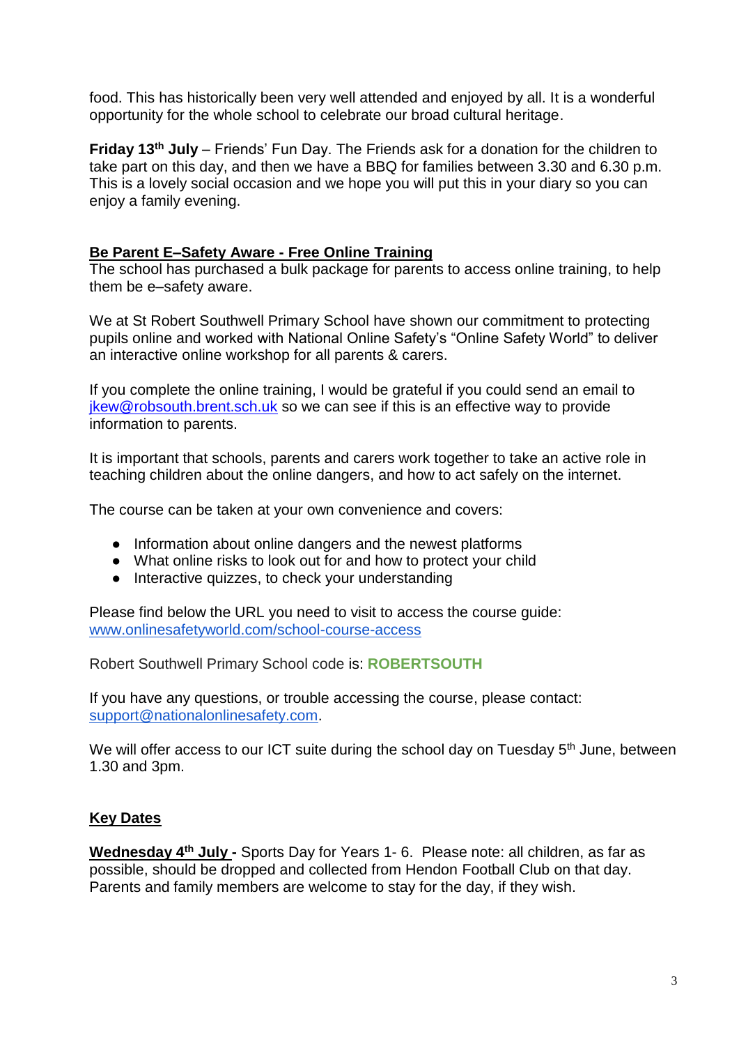food. This has historically been very well attended and enjoyed by all. It is a wonderful opportunity for the whole school to celebrate our broad cultural heritage.

**Friday 13th July** – Friends' Fun Day. The Friends ask for a donation for the children to take part on this day, and then we have a BBQ for families between 3.30 and 6.30 p.m. This is a lovely social occasion and we hope you will put this in your diary so you can enjoy a family evening.

## Be Parent E–Safety Aware - Free Online Training

The school has purchased a bulk package for parents to access online training, to help them be e–safety aware.

We at St Robert Southwell Primary School have shown our commitment to protecting pupils online and worked with National Online Safety's "Online Safety World" to deliver an interactive online workshop for all parents & carers.

If you complete the online training, I would be grateful if you could send an email to jkew@robsouth.brent.sch.uk so we can see if this is an effective way to provide information to parents.

It is important that schools, parents and carers work together to take an active role in teaching children about the online dangers, and how to act safely on the internet.

The course can be taken at your own convenience and covers:

- Information about online dangers and the newest platforms
- What online risks to look out for and how to protect your child
- Interactive quizzes, to check your understanding

Please find below the URL you need to visit to access the course guide:
www.onlinesafetyworld.com/school-course-access

Robert Southwell Primary School code is: **ROBERTSOUTH**

If you have any questions, or trouble accessing the course, please contact: support@nationalonlinesafety.com.

We will offer access to our ICT suite during the school day on Tuesday 5th June, between 1.30 and 3pm.

## Key Dates

**Wednesday 4th July -** Sports Day for Years 1- 6. Please note: all children, as far as possible, should be dropped and collected from Hendon Football Club on that day. Parents and family members are welcome to stay for the day, if they wish.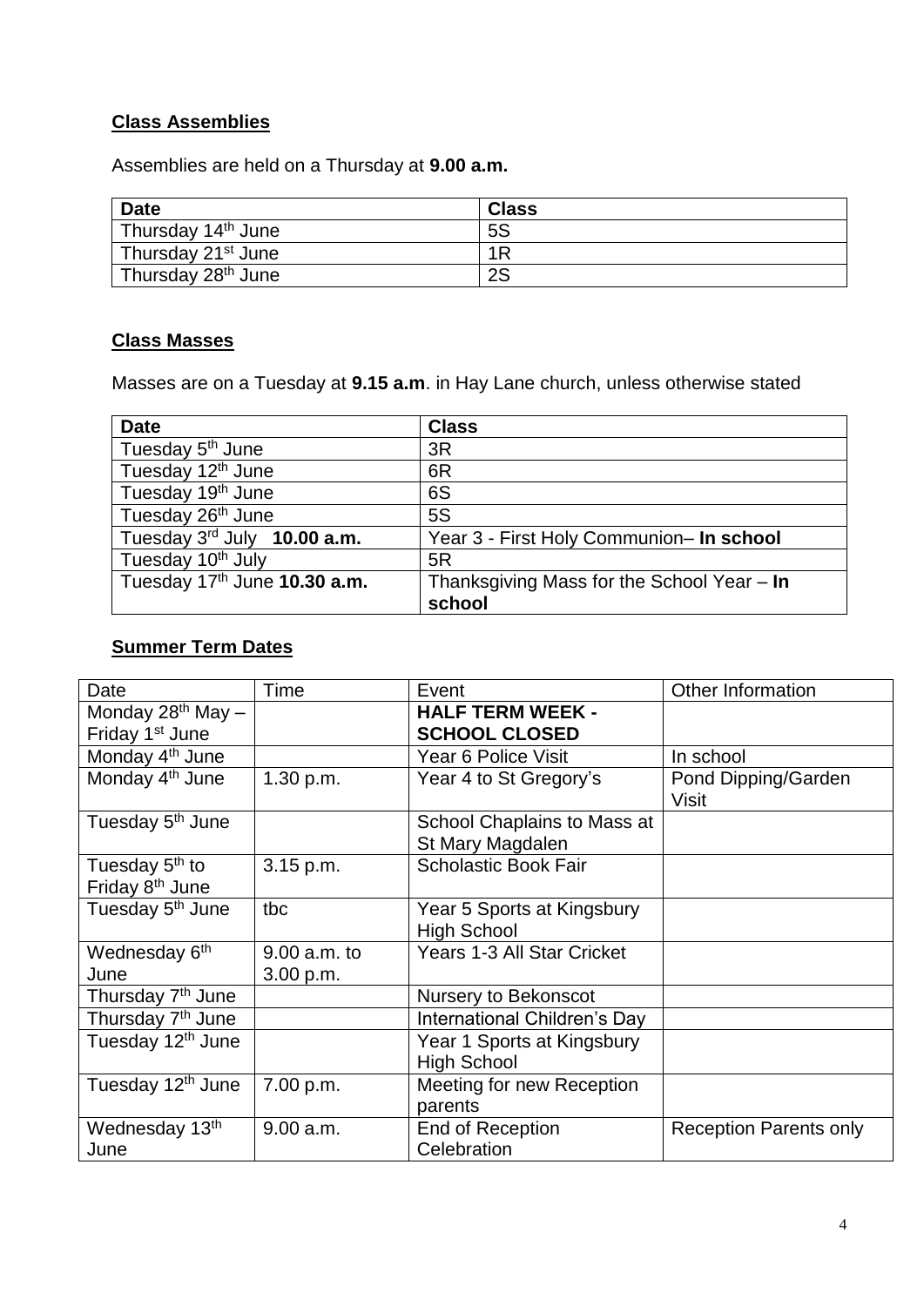## Class Assemblies

Assemblies are held on a Thursday at **9.00 a.m.**

| **Date** | **Class** |
|---|---|
| Thursday 14th June | 5S |
| Thursday 21st June | 1R |
| Thursday 28th June | 2S |

## Class Masses

Masses are on a Tuesday at **9.15 a.m**. in Hay Lane church, unless otherwise stated

| **Date** | **Class** |
|---|---|
| Tuesday 5th June | 3R |
| Tuesday 12th June | 6R |
| Tuesday 19th June | 6S |
| Tuesday 26th June | 5S |
| Tuesday 3rd July **10.00 a.m.** | Year 3 - First Holy Communion– **In school** |
| Tuesday 10th July | 5R |
| Tuesday 17th June **10.30 a.m.** | Thanksgiving Mass for the School Year – **In school** |

## Summer Term Dates

| Date | Time | Event | Other Information |
|---|---|---|---|
| Monday 28th May – Friday 1st June | | **HALF TERM WEEK - SCHOOL CLOSED** | |
| Monday 4th June | | Year 6 Police Visit | In school |
| Monday 4th June | 1.30 p.m. | Year 4 to St Gregory's | Pond Dipping/Garden Visit |
| Tuesday 5th June | | School Chaplains to Mass at St Mary Magdalen | |
| Tuesday 5th to Friday 8th June | 3.15 p.m. | Scholastic Book Fair | |
| Tuesday 5th June | tbc | Year 5 Sports at Kingsbury High School | |
| Wednesday 6th June | 9.00 a.m. to 3.00 p.m. | Years 1-3 All Star Cricket | |
| Thursday 7th June | | Nursery to Bekonscot | |
| Thursday 7th June | | International Children's Day | |
| Tuesday 12th June | | Year 1 Sports at Kingsbury High School | |
| Tuesday 12th June | 7.00 p.m. | Meeting for new Reception parents | |
| Wednesday 13th June | 9.00 a.m. | End of Reception Celebration | Reception Parents only |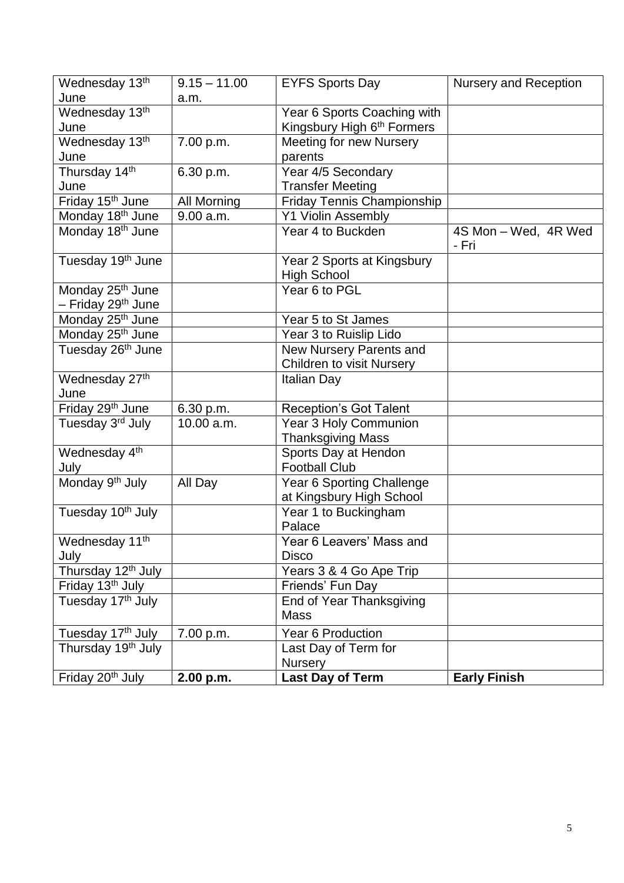| | | | |
|---|---|---|---|
| Wednesday 13th June | 9.15 – 11.00 a.m. | EYFS Sports Day | Nursery and Reception |
| Wednesday 13th June | | Year 6 Sports Coaching with Kingsbury High 6th Formers | |
| Wednesday 13th June | 7.00 p.m. | Meeting for new Nursery parents | |
| Thursday 14th June | 6.30 p.m. | Year 4/5 Secondary Transfer Meeting | |
| Friday 15th June | All Morning | Friday Tennis Championship | |
| Monday 18th June | 9.00 a.m. | Y1 Violin Assembly | |
| Monday 18th June | | Year 4 to Buckden | 4S Mon – Wed, 4R Wed - Fri |
| Tuesday 19th June | | Year 2 Sports at Kingsbury High School | |
| Monday 25th June – Friday 29th June | | Year 6 to PGL | |
| Monday 25th June | | Year 5 to St James | |
| Monday 25th June | | Year 3 to Ruislip Lido | |
| Tuesday 26th June | | New Nursery Parents and Children to visit Nursery | |
| Wednesday 27th June | | Italian Day | |
| Friday 29th June | 6.30 p.m. | Reception's Got Talent | |
| Tuesday 3rd July | 10.00 a.m. | Year 3 Holy Communion Thanksgiving Mass | |
| Wednesday 4th July | | Sports Day at Hendon Football Club | |
| Monday 9th July | All Day | Year 6 Sporting Challenge at Kingsbury High School | |
| Tuesday 10th July | | Year 1 to Buckingham Palace | |
| Wednesday 11th July | | Year 6 Leavers' Mass and Disco | |
| Thursday 12th July | | Years 3 & 4 Go Ape Trip | |
| Friday 13th July | | Friends' Fun Day | |
| Tuesday 17th July | | End of Year Thanksgiving Mass | |
| Tuesday 17th July | 7.00 p.m. | Year 6 Production | |
| Thursday 19th July | | Last Day of Term for Nursery | |
| Friday 20th July | **2.00 p.m.** | **Last Day of Term** | **Early Finish** |